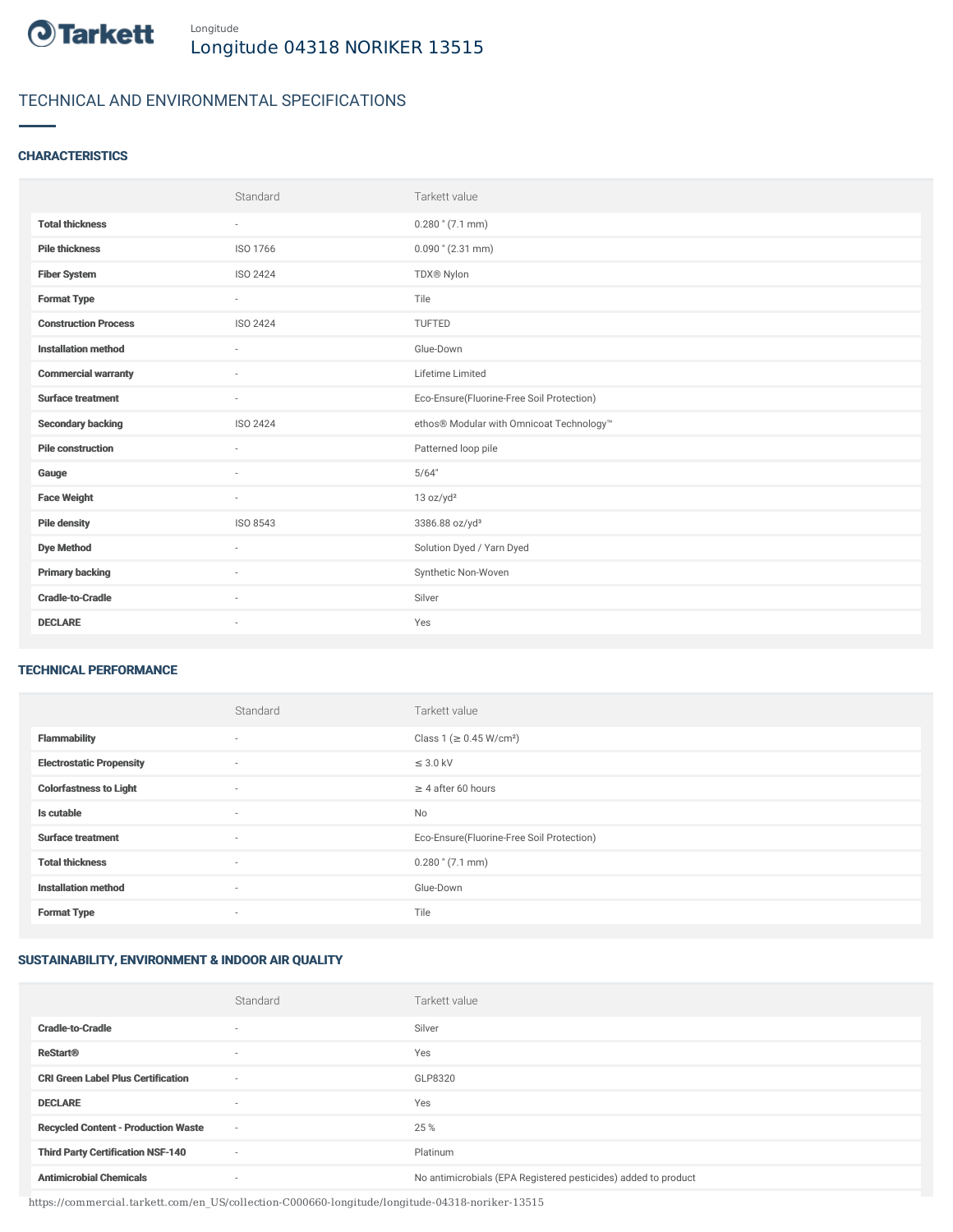Tarkett

Longitude

# Longitude 04318 NORIKER 13515

## TECHNICAL AND ENVIRONMENTAL SPECIFICATIONS

### CHARACTERISTICS

| | Standard | Tarkett value |
|---|---|---|
| **Total thickness** | - | 0.280 " (7.1 mm) |
| **Pile thickness** | ISO 1766 | 0.090 " (2.31 mm) |
| **Fiber System** | ISO 2424 | TDX® Nylon |
| **Format Type** | - | Tile |
| **Construction Process** | ISO 2424 | TUFTED |
| **Installation method** | - | Glue-Down |
| **Commercial warranty** | - | Lifetime Limited |
| **Surface treatment** | - | Eco-Ensure(Fluorine-Free Soil Protection) |
| **Secondary backing** | ISO 2424 | ethos® Modular with Omnicoat Technology™ |
| **Pile construction** | - | Patterned loop pile |
| **Gauge** | - | 5/64" |
| **Face Weight** | - | 13 oz/yd² |
| **Pile density** | ISO 8543 | 3386.88 oz/yd³ |
| **Dye Method** | - | Solution Dyed / Yarn Dyed |
| **Primary backing** | - | Synthetic Non-Woven |
| **Cradle-to-Cradle** | - | Silver |
| **DECLARE** | - | Yes |

### TECHNICAL PERFORMANCE

| | Standard | Tarkett value |
|---|---|---|
| **Flammability** | - | Class 1 (≥ 0.45 W/cm²) |
| **Electrostatic Propensity** | - | ≤ 3.0 kV |
| **Colorfastness to Light** | - | ≥ 4 after 60 hours |
| **Is cutable** | - | No |
| **Surface treatment** | - | Eco-Ensure(Fluorine-Free Soil Protection) |
| **Total thickness** | - | 0.280 " (7.1 mm) |
| **Installation method** | - | Glue-Down |
| **Format Type** | - | Tile |

### SUSTAINABILITY, ENVIRONMENT & INDOOR AIR QUALITY

| | Standard | Tarkett value |
|---|---|---|
| **Cradle-to-Cradle** | - | Silver |
| **ReStart®** | - | Yes |
| **CRI Green Label Plus Certification** | - | GLP8320 |
| **DECLARE** | - | Yes |
| **Recycled Content - Production Waste** | - | 25 % |
| **Third Party Certification NSF-140** | - | Platinum |
| **Antimicrobial Chemicals** | - | No antimicrobials (EPA Registered pesticides) added to product |

https://commercial.tarkett.com/en_US/collection-C000660-longitude/longitude-04318-noriker-13515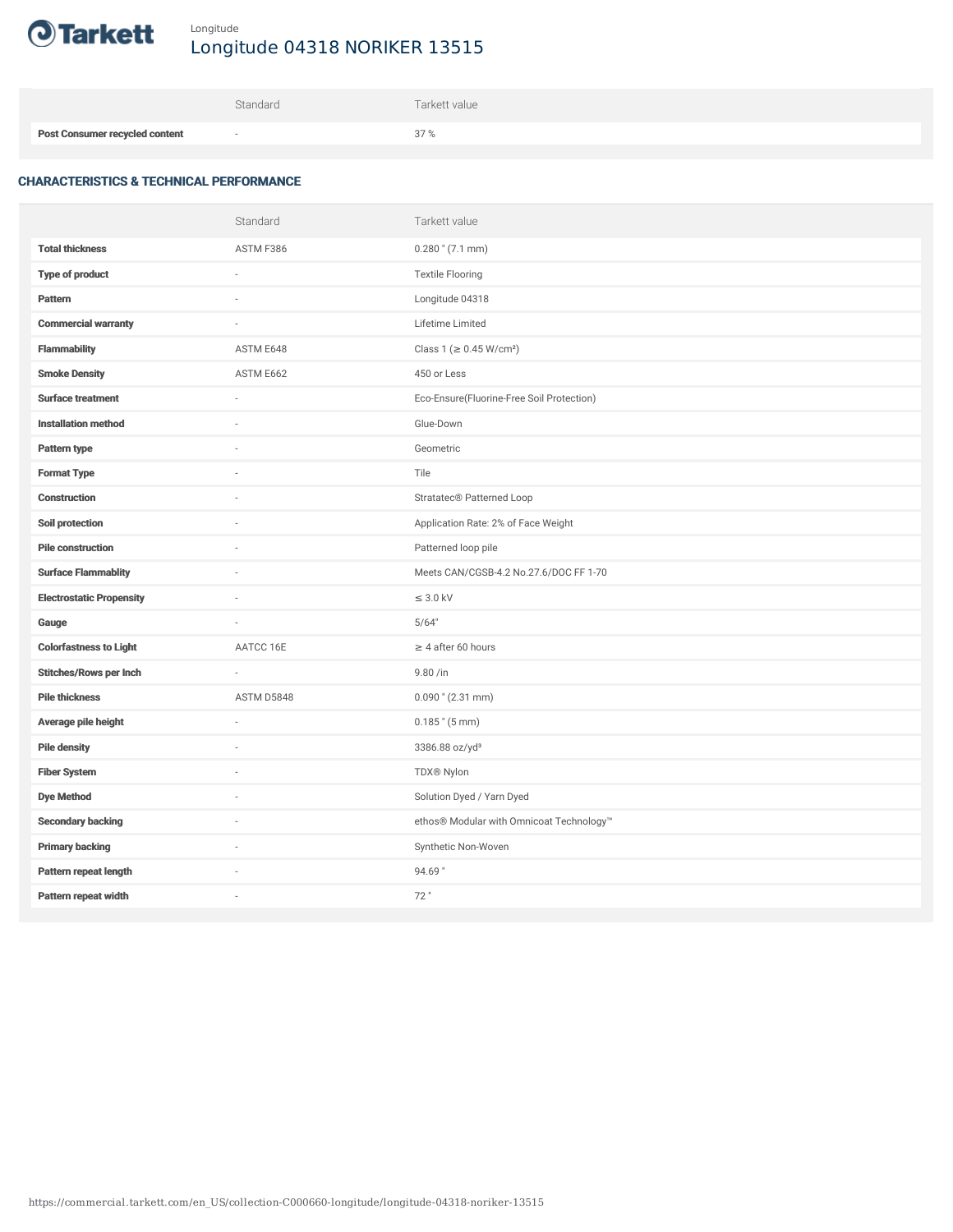# Longitude

## Longitude 04318 NORIKER 13515

| | Standard | Tarkett value |
|---|---|---|
| **Post Consumer recycled content** | - | 37 % |

## CHARACTERISTICS & TECHNICAL PERFORMANCE

| | Standard | Tarkett value |
|---|---|---|
| **Total thickness** | ASTM F386 | 0.280 " (7.1 mm) |
| **Type of product** | - | Textile Flooring |
| **Pattern** | - | Longitude 04318 |
| **Commercial warranty** | - | Lifetime Limited |
| **Flammability** | ASTM E648 | Class 1 (≥ 0.45 W/cm²) |
| **Smoke Density** | ASTM E662 | 450 or Less |
| **Surface treatment** | - | Eco-Ensure(Fluorine-Free Soil Protection) |
| **Installation method** | - | Glue-Down |
| **Pattern type** | - | Geometric |
| **Format Type** | - | Tile |
| **Construction** | - | Stratatec® Patterned Loop |
| **Soil protection** | - | Application Rate: 2% of Face Weight |
| **Pile construction** | - | Patterned loop pile |
| **Surface Flammablity** | - | Meets CAN/CGSB-4.2 No.27.6/DOC FF 1-70 |
| **Electrostatic Propensity** | - | ≤ 3.0 kV |
| **Gauge** | - | 5/64" |
| **Colorfastness to Light** | AATCC 16E | ≥ 4 after 60 hours |
| **Stitches/Rows per Inch** | - | 9.80 /in |
| **Pile thickness** | ASTM D5848 | 0.090 " (2.31 mm) |
| **Average pile height** | - | 0.185 " (5 mm) |
| **Pile density** | - | 3386.88 oz/yd³ |
| **Fiber System** | - | TDX® Nylon |
| **Dye Method** | - | Solution Dyed / Yarn Dyed |
| **Secondary backing** | - | ethos® Modular with Omnicoat Technology™ |
| **Primary backing** | - | Synthetic Non-Woven |
| **Pattern repeat length** | - | 94.69 " |
| **Pattern repeat width** | - | 72 " |